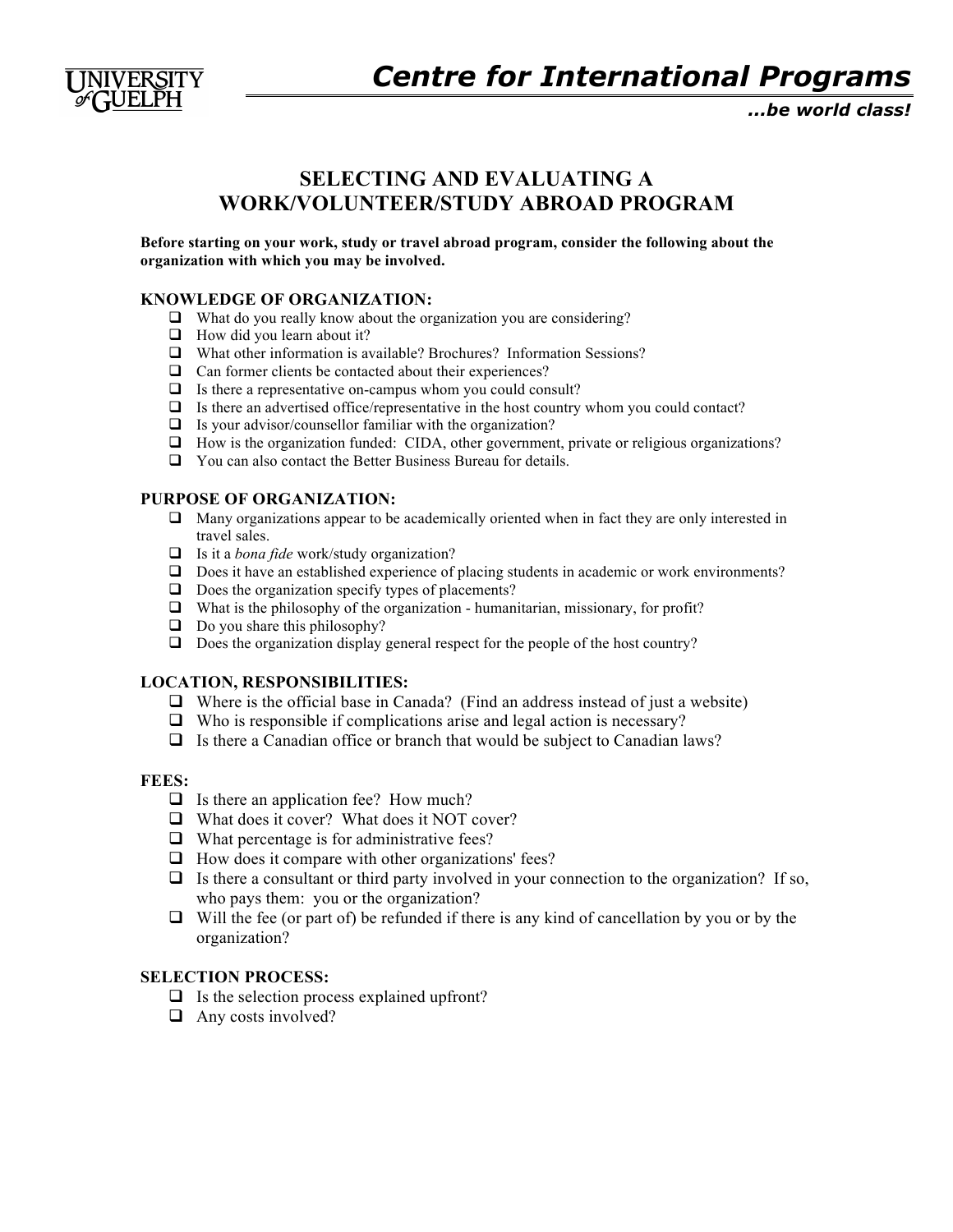UNIVERSITY of GUELPH

# Centre for International Programs

*...be world class!*

## SELECTING AND EVALUATING A WORK/VOLUNTEER/STUDY ABROAD PROGRAM

**Before starting on your work, study or travel abroad program, consider the following about the organization with which you may be involved.**

### KNOWLEDGE OF ORGANIZATION:

- What do you really know about the organization you are considering?
- How did you learn about it?
- What other information is available? Brochures? Information Sessions?
- Can former clients be contacted about their experiences?
- Is there a representative on-campus whom you could consult?
- Is there an advertised office/representative in the host country whom you could contact?
- Is your advisor/counsellor familiar with the organization?
- How is the organization funded: CIDA, other government, private or religious organizations?
- You can also contact the Better Business Bureau for details.

### PURPOSE OF ORGANIZATION:

- Many organizations appear to be academically oriented when in fact they are only interested in travel sales.
- Is it a *bona fide* work/study organization?
- Does it have an established experience of placing students in academic or work environments?
- Does the organization specify types of placements?
- What is the philosophy of the organization - humanitarian, missionary, for profit?
- Do you share this philosophy?
- Does the organization display general respect for the people of the host country?

### LOCATION, RESPONSIBILITIES:

- Where is the official base in Canada? (Find an address instead of just a website)
- Who is responsible if complications arise and legal action is necessary?
- Is there a Canadian office or branch that would be subject to Canadian laws?

### FEES:

- Is there an application fee? How much?
- What does it cover? What does it NOT cover?
- What percentage is for administrative fees?
- How does it compare with other organizations' fees?
- Is there a consultant or third party involved in your connection to the organization? If so, who pays them: you or the organization?
- Will the fee (or part of) be refunded if there is any kind of cancellation by you or by the organization?

### SELECTION PROCESS:

- Is the selection process explained upfront?
- Any costs involved?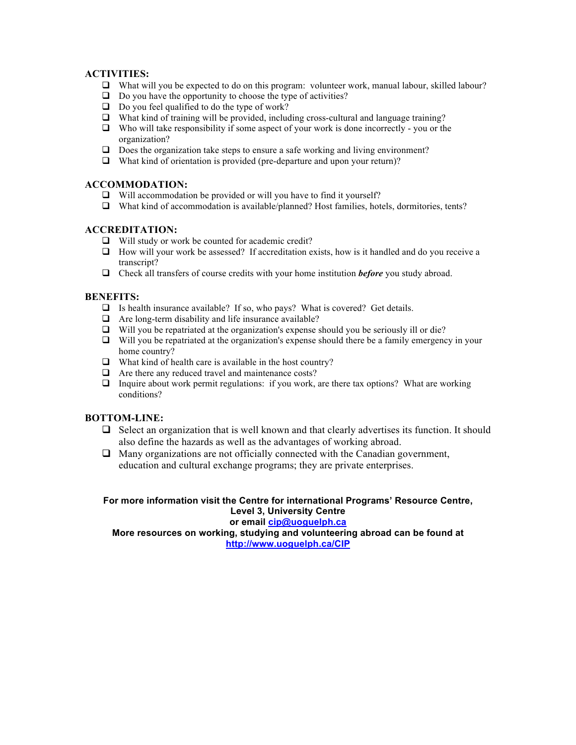## ACTIVITIES:

- [ ] What will you be expected to do on this program: volunteer work, manual labour, skilled labour?
- [ ] Do you have the opportunity to choose the type of activities?
- [ ] Do you feel qualified to do the type of work?
- [ ] What kind of training will be provided, including cross-cultural and language training?
- [ ] Who will take responsibility if some aspect of your work is done incorrectly - you or the organization?
- [ ] Does the organization take steps to ensure a safe working and living environment?
- [ ] What kind of orientation is provided (pre-departure and upon your return)?

## ACCOMMODATION:

- [ ] Will accommodation be provided or will you have to find it yourself?
- [ ] What kind of accommodation is available/planned? Host families, hotels, dormitories, tents?

## ACCREDITATION:

- [ ] Will study or work be counted for academic credit?
- [ ] How will your work be assessed? If accreditation exists, how is it handled and do you receive a transcript?
- [ ] Check all transfers of course credits with your home institution ***before*** you study abroad.

## BENEFITS:

- [ ] Is health insurance available? If so, who pays? What is covered? Get details.
- [ ] Are long-term disability and life insurance available?
- [ ] Will you be repatriated at the organization's expense should you be seriously ill or die?
- [ ] Will you be repatriated at the organization's expense should there be a family emergency in your home country?
- [ ] What kind of health care is available in the host country?
- [ ] Are there any reduced travel and maintenance costs?
- [ ] Inquire about work permit regulations: if you work, are there tax options? What are working conditions?

## BOTTOM-LINE:

- [ ] Select an organization that is well known and that clearly advertises its function. It should also define the hazards as well as the advantages of working abroad.
- [ ] Many organizations are not officially connected with the Canadian government, education and cultural exchange programs; they are private enterprises.

**For more information visit the Centre for international Programs' Resource Centre, Level 3, University Centre**
**or email [cip@uoguelph.ca](mailto:cip@uoguelph.ca)**
**More resources on working, studying and volunteering abroad can be found at [http://www.uoguelph.ca/CIP](http://www.uoguelph.ca/CIP)**